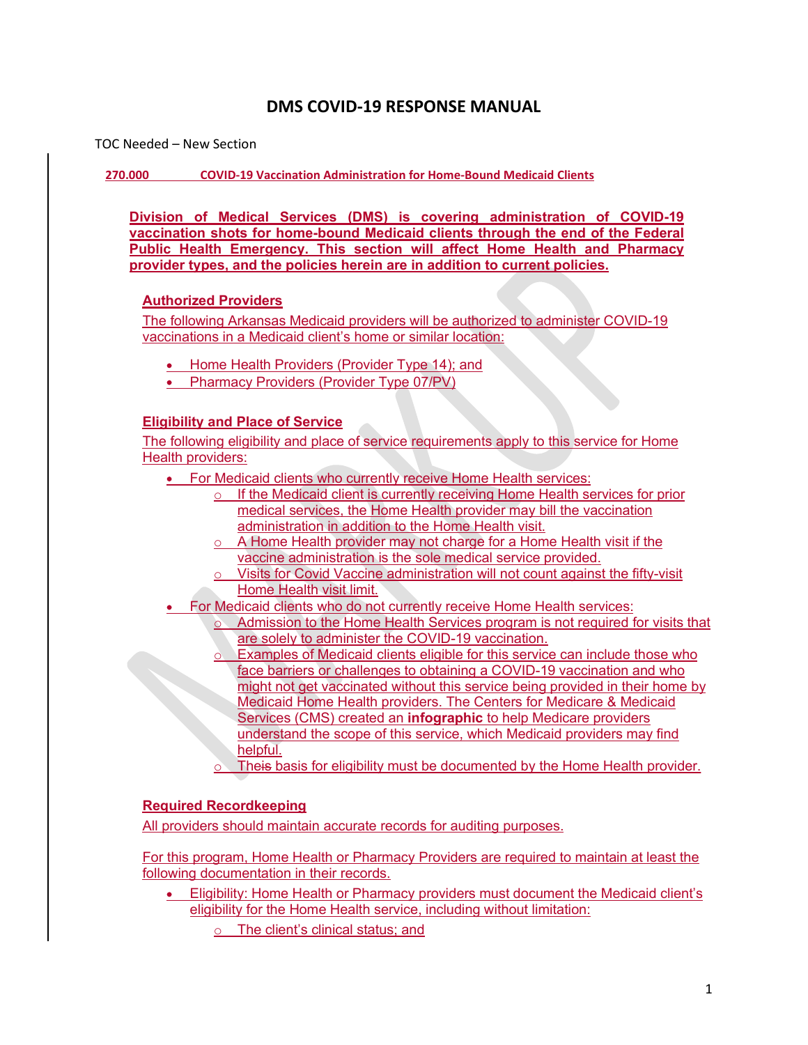# DMS COVID-19 RESPONSE MANUAL

TOC Needed – New Section

## 270.000 COVID-19 Vaccination Administration for Home-Bound Medicaid Clients

**Division of Medical Services (DMS) is covering administration of COVID-19 vaccination shots for home-bound Medicaid clients through the end of the Federal Public Health Emergency. This section will affect Home Health and Pharmacy provider types, and the policies herein are in addition to current policies.**

### Authorized Providers

The following Arkansas Medicaid providers will be authorized to administer COVID-19 vaccinations in a Medicaid client's home or similar location:

- Home Health Providers (Provider Type 14); and
- Pharmacy Providers (Provider Type 07/PV)

### Eligibility and Place of Service

The following eligibility and place of service requirements apply to this service for Home Health providers:

- For Medicaid clients who currently receive Home Health services:
  - If the Medicaid client is currently receiving Home Health services for prior medical services, the Home Health provider may bill the vaccination administration in addition to the Home Health visit.
  - A Home Health provider may not charge for a Home Health visit if the vaccine administration is the sole medical service provided.
  - Visits for Covid Vaccine administration will not count against the fifty-visit Home Health visit limit.
- For Medicaid clients who do not currently receive Home Health services:
  - Admission to the Home Health Services program is not required for visits that are solely to administer the COVID-19 vaccination.
  - Examples of Medicaid clients eligible for this service can include those who face barriers or challenges to obtaining a COVID-19 vaccination and who might not get vaccinated without this service being provided in their home by Medicaid Home Health providers. The Centers for Medicare & Medicaid Services (CMS) created an **infographic** to help Medicare providers understand the scope of this service, which Medicaid providers may find helpful.
  - Theis basis for eligibility must be documented by the Home Health provider.

### Required Recordkeeping

All providers should maintain accurate records for auditing purposes.

For this program, Home Health or Pharmacy Providers are required to maintain at least the following documentation in their records.

- Eligibility: Home Health or Pharmacy providers must document the Medicaid client's eligibility for the Home Health service, including without limitation:
  - The client's clinical status; and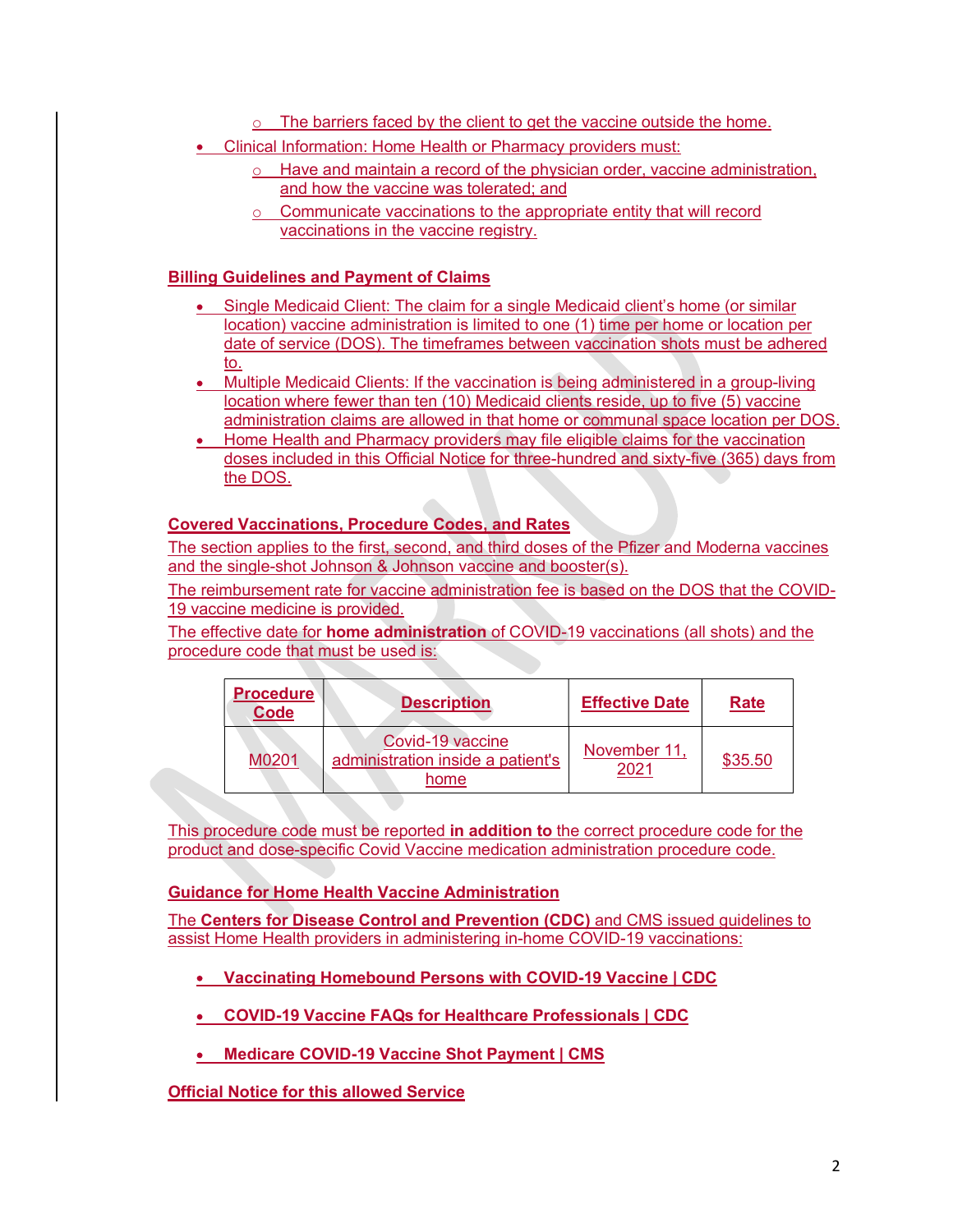- The barriers faced by the client to get the vaccine outside the home.

- Clinical Information: Home Health or Pharmacy providers must:
  - Have and maintain a record of the physician order, vaccine administration, and how the vaccine was tolerated; and
  - Communicate vaccinations to the appropriate entity that will record vaccinations in the vaccine registry.

**Billing Guidelines and Payment of Claims**

- Single Medicaid Client: The claim for a single Medicaid client's home (or similar location) vaccine administration is limited to one (1) time per home or location per date of service (DOS). The timeframes between vaccination shots must be adhered to.
- Multiple Medicaid Clients: If the vaccination is being administered in a group-living location where fewer than ten (10) Medicaid clients reside, up to five (5) vaccine administration claims are allowed in that home or communal space location per DOS.
- Home Health and Pharmacy providers may file eligible claims for the vaccination doses included in this Official Notice for three-hundred and sixty-five (365) days from the DOS.

**Covered Vaccinations, Procedure Codes, and Rates**

The section applies to the first, second, and third doses of the Pfizer and Moderna vaccines and the single-shot Johnson & Johnson vaccine and booster(s).

The reimbursement rate for vaccine administration fee is based on the DOS that the COVID-19 vaccine medicine is provided.

The effective date for **home administration** of COVID-19 vaccinations (all shots) and the procedure code that must be used is:

| Procedure Code | Description | Effective Date | Rate |
|---|---|---|---|
| M0201 | Covid-19 vaccine administration inside a patient's home | November 11, 2021 | $35.50 |

This procedure code must be reported **in addition to** the correct procedure code for the product and dose-specific Covid Vaccine medication administration procedure code.

**Guidance for Home Health Vaccine Administration**

The **Centers for Disease Control and Prevention (CDC)** and CMS issued guidelines to assist Home Health providers in administering in-home COVID-19 vaccinations:

- **Vaccinating Homebound Persons with COVID-19 Vaccine | CDC**
- **COVID-19 Vaccine FAQs for Healthcare Professionals | CDC**
- **Medicare COVID-19 Vaccine Shot Payment | CMS**

**Official Notice for this allowed Service**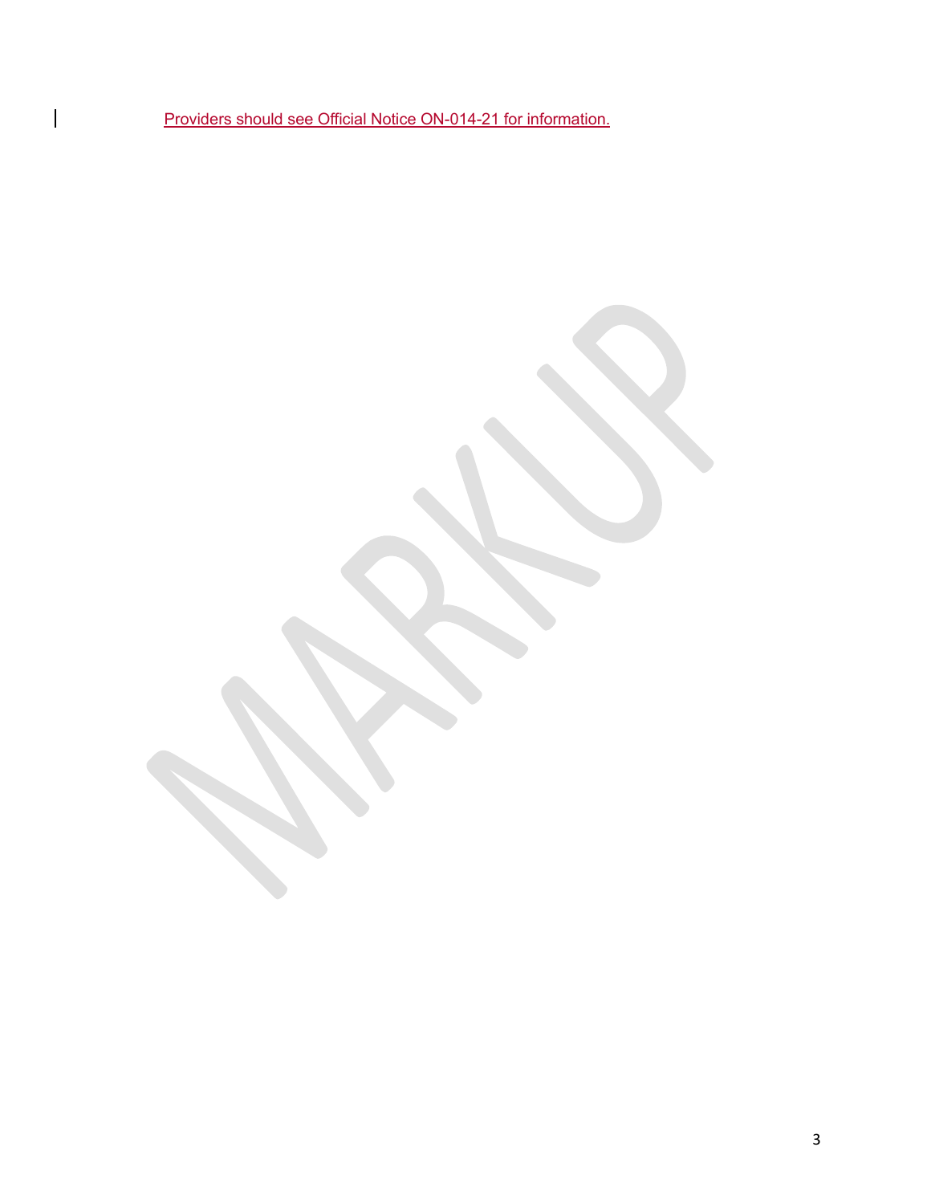Providers should see Official Notice ON-014-21 for information.